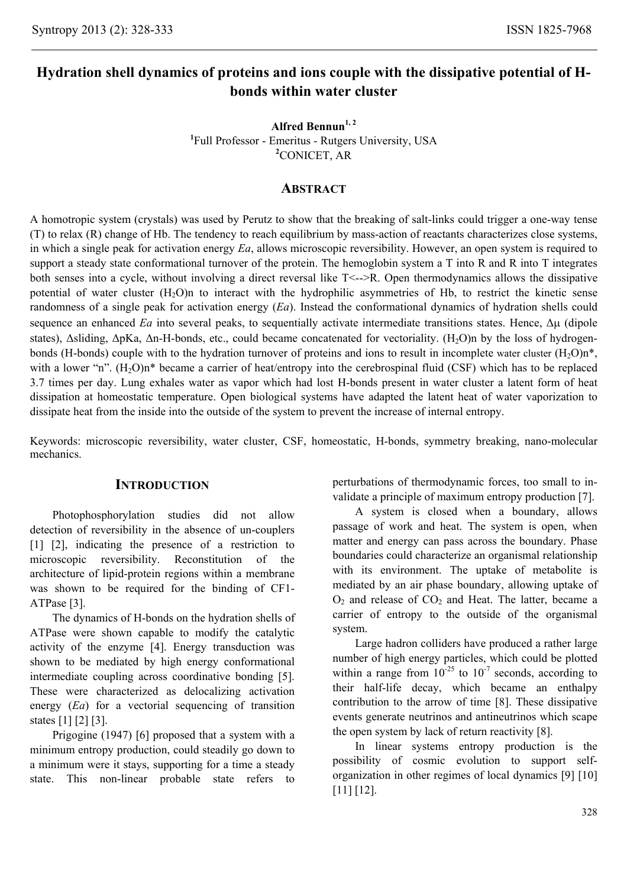# Hydration shell dynamics of proteins and ions couple with the dissipative potential of H-bonds within water cluster

**Alfred Bennun**[1, 2]

[1]Full Professor - Emeritus - Rutgers University, USA

[2]CONICET, AR

## ABSTRACT

A homotropic system (crystals) was used by Perutz to show that the breaking of salt-links could trigger a one-way tense (T) to relax (R) change of Hb. The tendency to reach equilibrium by mass-action of reactants characterizes close systems, in which a single peak for activation energy *Ea*, allows microscopic reversibility. However, an open system is required to support a steady state conformational turnover of the protein. The hemoglobin system a T into R and R into T integrates both senses into a cycle, without involving a direct reversal like T<-->R. Open thermodynamics allows the dissipative potential of water cluster $(H_2O)n$ to interact with the hydrophilic asymmetries of Hb, to restrict the kinetic sense randomness of a single peak for activation energy (*Ea*). Instead the conformational dynamics of hydration shells could sequence an enhanced *Ea* into several peaks, to sequentially activate intermediate transitions states. Hence, $\Delta\mu$ (dipole states), $\Delta$sliding, $\Delta$pKa, $\Delta$n-H-bonds, etc., could became concatenated for vectoriality. $(H_2O)n$ by the loss of hydrogen-bonds (H-bonds) couple with to the hydration turnover of proteins and ions to result in incomplete water cluster $(H_2O)n^*$, with a lower "n". $(H_2O)n^*$ became a carrier of heat/entropy into the cerebrospinal fluid (CSF) which has to be replaced 3.7 times per day. Lung exhales water as vapor which had lost H-bonds present in water cluster a latent form of heat dissipation at homeostatic temperature. Open biological systems have adapted the latent heat of water vaporization to dissipate heat from the inside into the outside of the system to prevent the increase of internal entropy.

Keywords: microscopic reversibility, water cluster, CSF, homeostatic, H-bonds, symmetry breaking, nano-molecular mechanics.

## INTRODUCTION

Photophosphorylation studies did not allow detection of reversibility in the absence of un-couplers [1] [2], indicating the presence of a restriction to microscopic reversibility. Reconstitution of the architecture of lipid-protein regions within a membrane was shown to be required for the binding of CF1-ATPase [3].

The dynamics of H-bonds on the hydration shells of ATPase were shown capable to modify the catalytic activity of the enzyme [4]. Energy transduction was shown to be mediated by high energy conformational intermediate coupling across coordinative bonding [5]. These were characterized as delocalizing activation energy (*Ea*) for a vectorial sequencing of transition states [1] [2] [3].

Prigogine (1947) [6] proposed that a system with a minimum entropy production, could steadily go down to a minimum were it stays, supporting for a time a steady state. This non-linear probable state refers to perturbations of thermodynamic forces, too small to invalidate a principle of maximum entropy production [7].

A system is closed when a boundary, allows passage of work and heat. The system is open, when matter and energy can pass across the boundary. Phase boundaries could characterize an organismal relationship with its environment. The uptake of metabolite is mediated by an air phase boundary, allowing uptake of $O_2$ and release of $CO_2$ and Heat. The latter, became a carrier of entropy to the outside of the organismal system.

Large hadron colliders have produced a rather large number of high energy particles, which could be plotted within a range from $10^{-25}$ to $10^{-7}$ seconds, according to their half-life decay, which became an enthalpy contribution to the arrow of time [8]. These dissipative events generate neutrinos and antineutrinos which scape the open system by lack of return reactivity [8].

In linear systems entropy production is the possibility of cosmic evolution to support self-organization in other regimes of local dynamics [9] [10] [11] [12].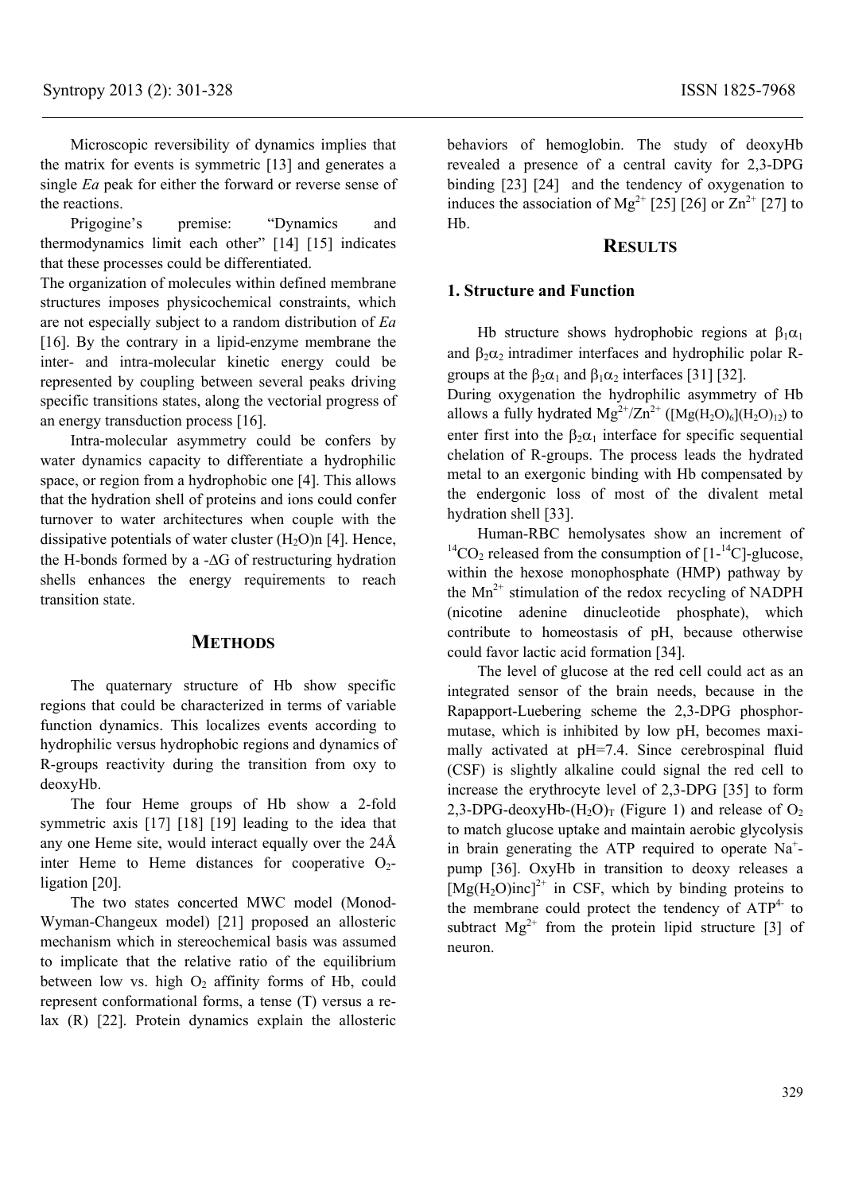Microscopic reversibility of dynamics implies that the matrix for events is symmetric [13] and generates a single *Ea* peak for either the forward or reverse sense of the reactions.

Prigogine's premise: "Dynamics and thermodynamics limit each other" [14] [15] indicates that these processes could be differentiated.

The organization of molecules within defined membrane structures imposes physicochemical constraints, which are not especially subject to a random distribution of *Ea* [16]. By the contrary in a lipid-enzyme membrane the inter- and intra-molecular kinetic energy could be represented by coupling between several peaks driving specific transitions states, along the vectorial progress of an energy transduction process [16].

Intra-molecular asymmetry could be confers by water dynamics capacity to differentiate a hydrophilic space, or region from a hydrophobic one [4]. This allows that the hydration shell of proteins and ions could confer turnover to water architectures when couple with the dissipative potentials of water cluster $(H_2O)n$ [4]. Hence, the H-bonds formed by a $-\Delta G$ of restructuring hydration shells enhances the energy requirements to reach transition state.

## METHODS

The quaternary structure of Hb show specific regions that could be characterized in terms of variable function dynamics. This localizes events according to hydrophilic versus hydrophobic regions and dynamics of R-groups reactivity during the transition from oxy to deoxyHb.

The four Heme groups of Hb show a 2-fold symmetric axis [17] [18] [19] leading to the idea that any one Heme site, would interact equally over the 24Å inter Heme to Heme distances for cooperative $O_2$-ligation [20].

The two states concerted MWC model (Monod-Wyman-Changeux model) [21] proposed an allosteric mechanism which in stereochemical basis was assumed to implicate that the relative ratio of the equilibrium between low vs. high $O_2$ affinity forms of Hb, could represent conformational forms, a tense (T) versus a re-lax (R) [22]. Protein dynamics explain the allosteric behaviors of hemoglobin. The study of deoxyHb revealed a presence of a central cavity for 2,3-DPG binding [23] [24] and the tendency of oxygenation to induces the association of $Mg^{2+}$ [25] [26] or $Zn^{2+}$ [27] to Hb.

## RESULTS

### 1. Structure and Function

Hb structure shows hydrophobic regions at $\beta_1\alpha_1$ and $\beta_2\alpha_2$ intradimer interfaces and hydrophilic polar R-groups at the $\beta_2\alpha_1$ and $\beta_1\alpha_2$ interfaces [31] [32].

During oxygenation the hydrophilic asymmetry of Hb allows a fully hydrated $Mg^{2+}/Zn^{2+}$ ($[Mg(H_2O)_6](H_2O)_{12}$) to enter first into the $\beta_2\alpha_1$ interface for specific sequential chelation of R-groups. The process leads the hydrated metal to an exergonic binding with Hb compensated by the endergonic loss of most of the divalent metal hydration shell [33].

Human-RBC hemolysates show an increment of $^{14}CO_2$ released from the consumption of $[1\text{-}^{14}C]$-glucose, within the hexose monophosphate (HMP) pathway by the $Mn^{2+}$ stimulation of the redox recycling of NADPH (nicotine adenine dinucleotide phosphate), which contribute to homeostasis of pH, because otherwise could favor lactic acid formation [34].

The level of glucose at the red cell could act as an integrated sensor of the brain needs, because in the Rapapport-Luebering scheme the 2,3-DPG phosphor-mutase, which is inhibited by low pH, becomes maximally activated at pH=7.4. Since cerebrospinal fluid (CSF) is slightly alkaline could signal the red cell to increase the erythrocyte level of 2,3-DPG [35] to form 2,3-DPG-deoxyHb-$(H_2O)_T$ (Figure 1) and release of $O_2$ to match glucose uptake and maintain aerobic glycolysis in brain generating the ATP required to operate $Na^+$-pump [36]. OxyHb in transition to deoxy releases a $[Mg(H_2O)inc]^{2+}$ in CSF, which by binding proteins to the membrane could protect the tendency of $ATP^{4-}$ to subtract $Mg^{2+}$ from the protein lipid structure [3] of neuron.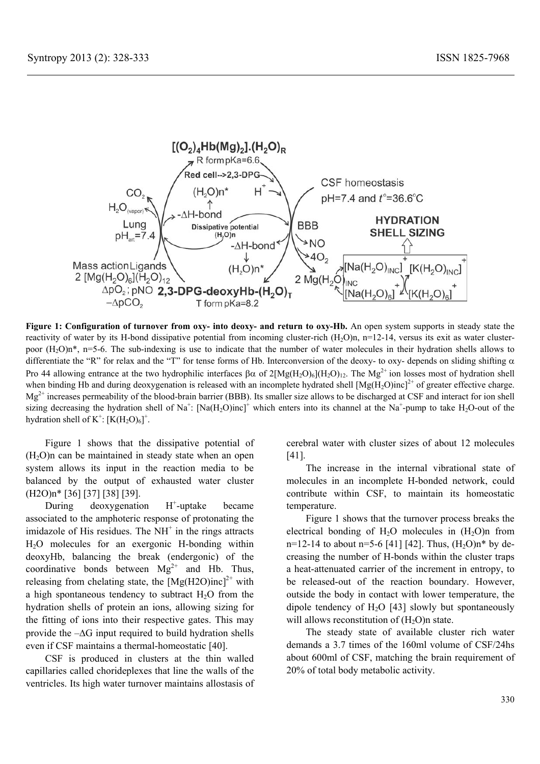**Figure 1: Configuration of turnover from oxy- into deoxy- and return to oxy-Hb.** An open system supports in steady state the reactivity of water by its H-bond dissipative potential from incoming cluster-rich $(H_2O)n$, n=12-14, versus its exit as water cluster-poor $(H_2O)n^*$, n=5-6. The sub-indexing is use to indicate that the number of water molecules in their hydration shells allows to differentiate the "R" for relax and the "T" for tense forms of Hb. Interconversion of the deoxy- to oxy- depends on sliding shifting α Pro 44 allowing entrance at the two hydrophilic interfaces βα of $2[Mg(H_2O)_6](H_2O)_{12}$. The $Mg^{2+}$ ion losses most of hydration shell when binding Hb and during deoxygenation is released with an incomplete hydrated shell $[Mg(H_2O)inc]^{2+}$ of greater effective charge. $Mg^{2+}$ increases permeability of the blood-brain barrier (BBB). Its smaller size allows to be discharged at CSF and interact for ion shell sizing decreasing the hydration shell of $Na^+$: $[Na(H_2O)inc]^+$ which enters into its channel at the $Na^+$-pump to take $H_2O$-out of the hydration shell of $K^+$: $[K(H_2O)_6]^+$.

Figure 1 shows that the dissipative potential of $(H_2O)n$ can be maintained in steady state when an open system allows its input in the reaction media to be balanced by the output of exhausted water cluster $(H_2O)n^*$ [36] [37] [38] [39].

During deoxygenation $H^+$-uptake became associated to the amphoteric response of protonating the imidazole of His residues. The $NH^+$ in the rings attracts $H_2O$ molecules for an exergonic H-bonding within deoxyHb, balancing the break (endergonic) of the coordinative bonds between $Mg^{2+}$ and Hb. Thus, releasing from chelating state, the $[Mg(H_2O)inc]^{2+}$ with a high spontaneous tendency to subtract $H_2O$ from the hydration shells of protein an ions, allowing sizing for the fitting of ions into their respective gates. This may provide the $-\Delta G$ input required to build hydration shells even if CSF maintains a thermal-homeostatic [40].

CSF is produced in clusters at the thin walled capillaries called chorideplexes that line the walls of the ventricles. Its high water turnover maintains allostasis of cerebral water with cluster sizes of about 12 molecules [41].

The increase in the internal vibrational state of molecules in an incomplete H-bonded network, could contribute within CSF, to maintain its homeostatic temperature.

Figure 1 shows that the turnover process breaks the electrical bonding of $H_2O$ molecules in $(H_2O)n$ from n=12-14 to about n=5-6 [41] [42]. Thus, $(H_2O)n^*$ by decreasing the number of H-bonds within the cluster traps a heat-attenuated carrier of the increment in entropy, to be released-out of the reaction boundary. However, outside the body in contact with lower temperature, the dipole tendency of $H_2O$ [43] slowly but spontaneously will allows reconstitution of $(H_2O)n$ state.

The steady state of available cluster rich water demands a 3.7 times of the 160ml volume of CSF/24hs about 600ml of CSF, matching the brain requirement of 20% of total body metabolic activity.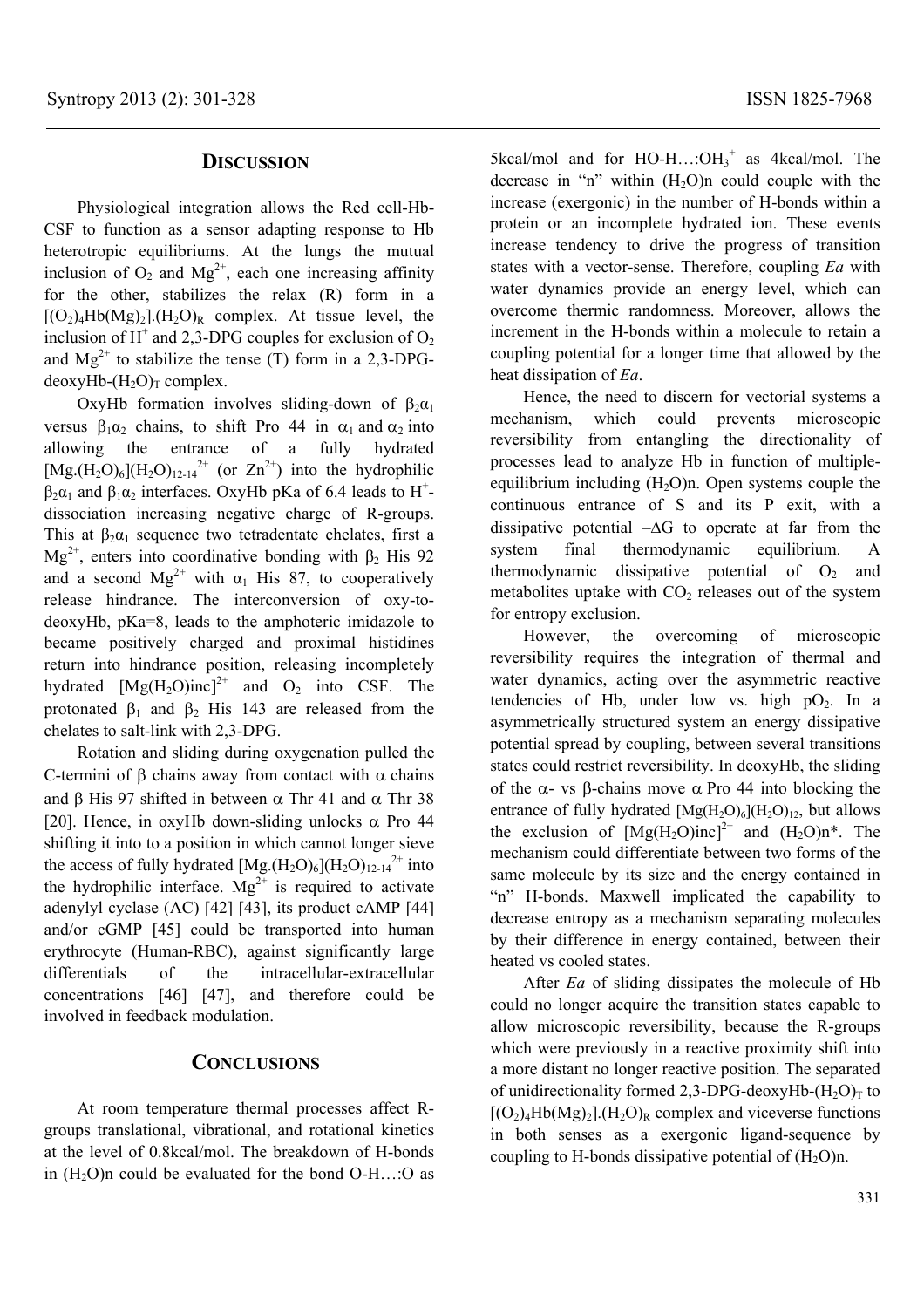## DISCUSSION

Physiological integration allows the Red cell-Hb-CSF to function as a sensor adapting response to Hb heterotropic equilibriums. At the lungs the mutual inclusion of $O_2$ and $Mg^{2+}$, each one increasing affinity for the other, stabilizes the relax (R) form in a $[(O_2)_4Hb(Mg)_2].(H_2O)_R$ complex. At tissue level, the inclusion of $H^+$ and 2,3-DPG couples for exclusion of $O_2$ and $Mg^{2+}$ to stabilize the tense (T) form in a 2,3-DPG-deoxyHb-$(H_2O)_T$ complex.

OxyHb formation involves sliding-down of $\beta_2\alpha_1$ versus $\beta_1\alpha_2$ chains, to shift Pro 44 in $\alpha_1$ and $\alpha_2$ into allowing the entrance of a fully hydrated $[Mg.(H_2O)_6](H_2O)_{12\text{-}14}^{2+}$ (or $Zn^{2+}$) into the hydrophilic $\beta_2\alpha_1$ and $\beta_1\alpha_2$ interfaces. OxyHb pKa of 6.4 leads to $H^+$-dissociation increasing negative charge of R-groups. This at $\beta_2\alpha_1$ sequence two tetradentate chelates, first a $Mg^{2+}$, enters into coordinative bonding with $\beta_2$ His 92 and a second $Mg^{2+}$ with $\alpha_1$ His 87, to cooperatively release hindrance. The interconversion of oxy-to-deoxyHb, pKa=8, leads to the amphoteric imidazole to became positively charged and proximal histidines return into hindrance position, releasing incompletely hydrated $[Mg(H_2O)inc]^{2+}$ and $O_2$ into CSF. The protonated $\beta_1$ and $\beta_2$ His 143 are released from the chelates to salt-link with 2,3-DPG.

Rotation and sliding during oxygenation pulled the C-termini of $\beta$ chains away from contact with $\alpha$ chains and $\beta$ His 97 shifted in between $\alpha$ Thr 41 and $\alpha$ Thr 38 [20]. Hence, in oxyHb down-sliding unlocks $\alpha$ Pro 44 shifting it into to a position in which cannot longer sieve the access of fully hydrated $[Mg.(H_2O)_6](H_2O)_{12\text{-}14}^{2+}$ into the hydrophilic interface. $Mg^{2+}$ is required to activate adenylyl cyclase (AC) [42] [43], its product cAMP [44] and/or cGMP [45] could be transported into human erythrocyte (Human-RBC), against significantly large differentials of the intracellular-extracellular concentrations [46] [47], and therefore could be involved in feedback modulation.

## CONCLUSIONS

At room temperature thermal processes affect R-groups translational, vibrational, and rotational kinetics at the level of 0.8kcal/mol. The breakdown of H-bonds in $(H_2O)n$ could be evaluated for the bond O-H…:O as 5kcal/mol and for HO-H…:$OH_3^+$ as 4kcal/mol. The decrease in "n" within $(H_2O)n$ could couple with the increase (exergonic) in the number of H-bonds within a protein or an incomplete hydrated ion. These events increase tendency to drive the progress of transition states with a vector-sense. Therefore, coupling *Ea* with water dynamics provide an energy level, which can overcome thermic randomness. Moreover, allows the increment in the H-bonds within a molecule to retain a coupling potential for a longer time that allowed by the heat dissipation of *Ea*.

Hence, the need to discern for vectorial systems a mechanism, which could prevents microscopic reversibility from entangling the directionality of processes lead to analyze Hb in function of multiple-equilibrium including $(H_2O)n$. Open systems couple the continuous entrance of S and its P exit, with a dissipative potential $-\Delta G$ to operate at far from the system final thermodynamic equilibrium. A thermodynamic dissipative potential of $O_2$ and metabolites uptake with $CO_2$ releases out of the system for entropy exclusion.

However, the overcoming of microscopic reversibility requires the integration of thermal and water dynamics, acting over the asymmetric reactive tendencies of Hb, under low vs. high $pO_2$. In a asymmetrically structured system an energy dissipative potential spread by coupling, between several transitions states could restrict reversibility. In deoxyHb, the sliding of the $\alpha$- vs $\beta$-chains move $\alpha$ Pro 44 into blocking the entrance of fully hydrated $[Mg(H_2O)_6](H_2O)_{12}$, but allows the exclusion of $[Mg(H_2O)inc]^{2+}$ and $(H_2O)n^*$. The mechanism could differentiate between two forms of the same molecule by its size and the energy contained in "n" H-bonds. Maxwell implicated the capability to decrease entropy as a mechanism separating molecules by their difference in energy contained, between their heated vs cooled states.

After *Ea* of sliding dissipates the molecule of Hb could no longer acquire the transition states capable to allow microscopic reversibility, because the R-groups which were previously in a reactive proximity shift into a more distant no longer reactive position. The separated of unidirectionality formed 2,3-DPG-deoxyHb-$(H_2O)_T$ to $[(O_2)_4Hb(Mg)_2].(H_2O)_R$ complex and viceverse functions in both senses as a exergonic ligand-sequence by coupling to H-bonds dissipative potential of $(H_2O)n$.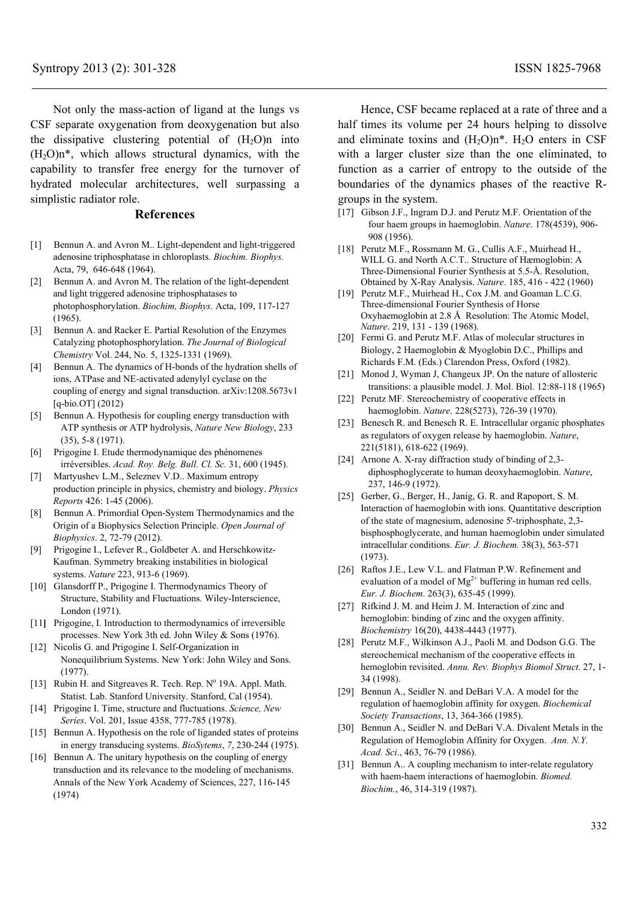Not only the mass-action of ligand at the lungs vs CSF separate oxygenation from deoxygenation but also the dissipative clustering potential of $(H_2O)n$ into $(H_2O)n^*$, which allows structural dynamics, with the capability to transfer free energy for the turnover of hydrated molecular architectures, well surpassing a simplistic radiator role.

Hence, CSF became replaced at a rate of three and a half times its volume per 24 hours helping to dissolve and eliminate toxins and $(H_2O)n^*$. $H_2O$ enters in CSF with a larger cluster size than the one eliminated, to function as a carrier of entropy to the outside of the boundaries of the dynamics phases of the reactive R-groups in the system.

## References

[1] Bennun A. and Avron M.. Light-dependent and light-triggered adenosine triphosphatase in chloroplasts. *Biochim. Biophys.* Acta, 79, 646-648 (1964).

[2] Bennun A. and Avron M. The relation of the light-dependent and light triggered adenosine triphosphatases to photophosphorylation. *Biochim, Biophys*. Acta, 109, 117-127 (1965).

[3] Bennun A. and Racker E. Partial Resolution of the Enzymes Catalyzing photophosphorylation. *The Journal of Biological Chemistry* Vol. 244, No. 5, 1325-1331 (1969).

[4] Bennun A. The dynamics of H-bonds of the hydration shells of ions, ATPase and NE-activated adenylyl cyclase on the coupling of energy and signal transduction. arXiv:1208.5673v1 [q-bio.OT] (2012)

[5] Bennun A. Hypothesis for coupling energy transduction with ATP synthesis or ATP hydrolysis, *Nature New Biology*, 233 (35), 5-8 (1971).

[6] Prigogine I. Etude thermodynamique des phénomenes irréversibles. *Acad. Roy. Belg. Bull. Cl. Sc.* 31, 600 (1945).

[7] Martyushev L.M., Seleznev V.D.. Maximum entropy production principle in physics, chemistry and biology. *Physics Reports* 426: 1-45 (2006).

[8] Bennun A. Primordial Open-System Thermodynamics and the Origin of a Biophysics Selection Principle. *Open Journal of Biophysics*. 2, 72-79 (2012).

[9] Prigogine I., Lefever R., Goldbeter A. and Herschkowitz-Kaufman. Symmetry breaking instabilities in biological systems. *Nature* 223, 913-6 (1969).

[10] Glansdorff P., Prigogine I. Thermodynamics Theory of Structure, Stability and Fluctuations. Wiley-Interscience, London (1971).

[11] Prigogine, I. Introduction to thermodynamics of irreversible processes. New York 3th ed. John Wiley & Sons (1976).

[12] Nicolis G. and Prigogine I. Self-Organization in Nonequilibrium Systems. New York: John Wiley and Sons. (1977).

[13] Rubin H. and Sitgreaves R. Tech. Rep. N° 19A. Appl. Math. Statist. Lab. Stanford University. Stanford, Cal (1954).

[14] Prigogine I. Time, structure and fluctuations. *Science, New Series*. Vol. 201, Issue 4358, 777-785 (1978).

[15] Bennun A. Hypothesis on the role of liganded states of proteins in energy transducing systems. *BioSytems*, *7*, 230-244 (1975).

[16] Bennun A. The unitary hypothesis on the coupling of energy transduction and its relevance to the modeling of mechanisms. Annals of the New York Academy of Sciences, 227, 116-145 (1974)

[17] Gibson J.F., Ingram D.J. and Perutz M.F. Orientation of the four haem groups in haemoglobin. *Nature*. 178(4539), 906-908 (1956).

[18] Perutz M.F., Rossmann M. G., Cullis A.F., Muirhead H., WILL G. and North A.C.T.. Structure of Hæmoglobin: A Three-Dimensional Fourier Synthesis at 5.5-Å. Resolution, Obtained by X-Ray Analysis. *Nature*. 185, 416 - 422 (1960)

[19] Perutz M.F., Muirhead H., Cox J.M. and Goaman L.C.G. Three-dimensional Fourier Synthesis of Horse Oxyhaemoglobin at 2.8 Å Resolution: The Atomic Model, *Nature*. 219, 131 - 139 (1968).

[20] Fermi G. and Perutz M.F. Atlas of molecular structures in Biology, 2 Haemoglobin & Myoglobin D.C., Phillips and Richards F.M. (Eds.) Clarendon Press, Oxford (1982).

[21] Monod J, Wyman J, Changeux JP. On the nature of allosteric transitions: a plausible model. J. Mol. Biol. 12:88-118 (1965)

[22] Perutz MF. Stereochemistry of cooperative effects in haemoglobin. *Nature*. 228(5273), 726-39 (1970).

[23] Benesch R. and Benesch R. E. Intracellular organic phosphates as regulators of oxygen release by haemoglobin. *Nature*, 221(5181), 618-622 (1969).

[24] Arnone A. X-ray diffraction study of binding of 2,3-diphosphoglycerate to human deoxyhaemoglobin. *Nature*, 237, 146-9 (1972).

[25] Gerber, G., Berger, H., Janig, G. R. and Rapoport, S. M. Interaction of haemoglobin with ions. Quantitative description of the state of magnesium, adenosine 5'-triphosphate, 2,3-bisphosphoglycerate, and human haemoglobin under simulated intracellular conditions. *Eur. J. Biochem.* 38(3), 563-571 (1973).

[26] Raftos J.E., Lew V.L. and Flatman P.W. Refinement and evaluation of a model of $Mg^{2+}$ buffering in human red cells. *Eur. J. Biochem*. 263(3), 635-45 (1999).

[27] Rifkind J. M. and Heim J. M. Interaction of zinc and hemoglobin: binding of zinc and the oxygen affinity. *Biochemistry* 16(20), 4438-4443 (1977).

[28] Perutz M.F., Wilkinson A.J., Paoli M. and Dodson G.G. The stereochemical mechanism of the cooperative effects in hemoglobin revisited. *Annu. Rev. Biophys Biomol Struct*. 27, 1-34 (1998).

[29] Bennun A., Seidler N. and DeBari V.A. A model for the regulation of haemoglobin affinity for oxygen. *Biochemical Society Transactions*, 13, 364-366 (1985).

[30] Bennun A., Seidler N. and DeBari V.A. Divalent Metals in the Regulation of Hemoglobin Affinity for Oxygen. *Ann. N.Y. Acad. Sci*., 463, 76-79 (1986).

[31] Bennun A.. A coupling mechanism to inter-relate regulatory with haem-haem interactions of haemoglobin. *Biomed. Biochim.*, 46, 314-319 (1987).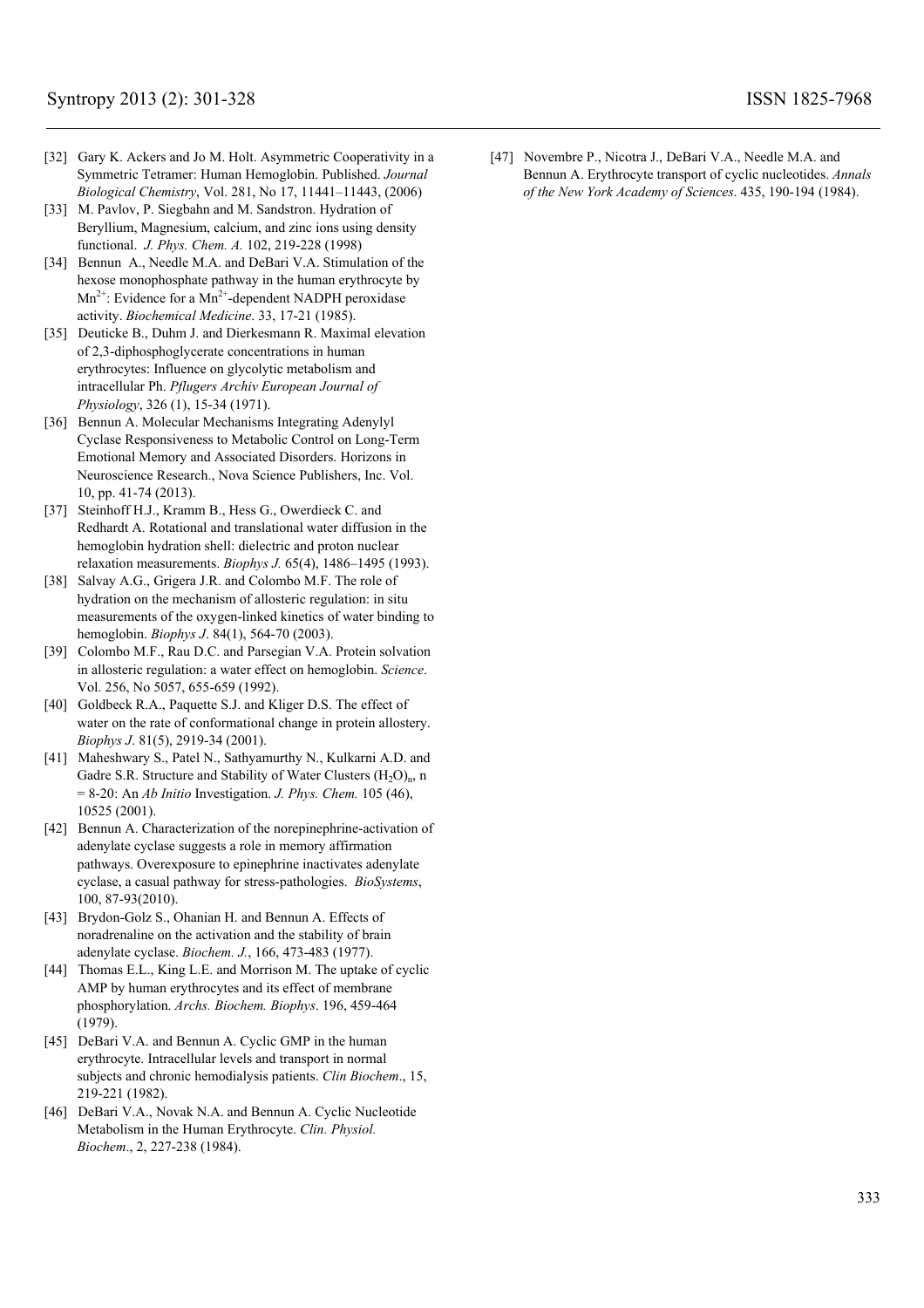[32] Gary K. Ackers and Jo M. Holt. Asymmetric Cooperativity in a Symmetric Tetramer: Human Hemoglobin. Published. *Journal Biological Chemistry*, Vol. 281, No 17, 11441–11443, (2006)

[33] M. Pavlov, P. Siegbahn and M. Sandstron. Hydration of Beryllium, Magnesium, calcium, and zinc ions using density functional. *J. Phys. Chem. A.* 102, 219-228 (1998)

[34] Bennun A., Needle M.A. and DeBari V.A. Stimulation of the hexose monophosphate pathway in the human erythrocyte by $Mn^{2+}$: Evidence for a $Mn^{2+}$-dependent NADPH peroxidase activity. *Biochemical Medicine*. 33, 17-21 (1985).

[35] Deuticke B., Duhm J. and Dierkesmann R. Maximal elevation of 2,3-diphosphoglycerate concentrations in human erythrocytes: Influence on glycolytic metabolism and intracellular Ph. *Pflugers Archiv European Journal of Physiology*, 326 (1), 15-34 (1971).

[36] Bennun A. Molecular Mechanisms Integrating Adenylyl Cyclase Responsiveness to Metabolic Control on Long-Term Emotional Memory and Associated Disorders. Horizons in Neuroscience Research., Nova Science Publishers, Inc. Vol. 10, pp. 41-74 (2013).

[37] Steinhoff H.J., Kramm B., Hess G., Owerdieck C. and Redhardt A. Rotational and translational water diffusion in the hemoglobin hydration shell: dielectric and proton nuclear relaxation measurements. *Biophys J.* 65(4), 1486–1495 (1993).

[38] Salvay A.G., Grigera J.R. and Colombo M.F. The role of hydration on the mechanism of allosteric regulation: in situ measurements of the oxygen-linked kinetics of water binding to hemoglobin. *Biophys J*. 84(1), 564-70 (2003).

[39] Colombo M.F., Rau D.C. and Parsegian V.A. Protein solvation in allosteric regulation: a water effect on hemoglobin. *Science*. Vol. 256, No 5057, 655-659 (1992).

[40] Goldbeck R.A., Paquette S.J. and Kliger D.S. The effect of water on the rate of conformational change in protein allostery. *Biophys J*. 81(5), 2919-34 (2001).

[41] Maheshwary S., Patel N., Sathyamurthy N., Kulkarni A.D. and Gadre S.R. Structure and Stability of Water Clusters $(H_2O)_n$, n = 8-20: An *Ab Initio* Investigation. *J. Phys. Chem.* 105 (46), 10525 (2001).

[42] Bennun A. Characterization of the norepinephrine-activation of adenylate cyclase suggests a role in memory affirmation pathways. Overexposure to epinephrine inactivates adenylate cyclase, a casual pathway for stress-pathologies. *BioSystems*, 100, 87-93(2010).

[43] Brydon-Golz S., Ohanian H. and Bennun A. Effects of noradrenaline on the activation and the stability of brain adenylate cyclase. *Biochem. J.*, 166, 473-483 (1977).

[44] Thomas E.L., King L.E. and Morrison M. The uptake of cyclic AMP by human erythrocytes and its effect of membrane phosphorylation. *Archs. Biochem. Biophys*. 196, 459-464 (1979).

[45] DeBari V.A. and Bennun A. Cyclic GMP in the human erythrocyte. Intracellular levels and transport in normal subjects and chronic hemodialysis patients. *Clin Biochem*., 15, 219-221 (1982).

[46] DeBari V.A., Novak N.A. and Bennun A. Cyclic Nucleotide Metabolism in the Human Erythrocyte. *Clin. Physiol. Biochem*., 2, 227-238 (1984).

[47] Novembre P., Nicotra J., DeBari V.A., Needle M.A. and Bennun A. Erythrocyte transport of cyclic nucleotides. *Annals of the New York Academy of Sciences*. 435, 190-194 (1984).